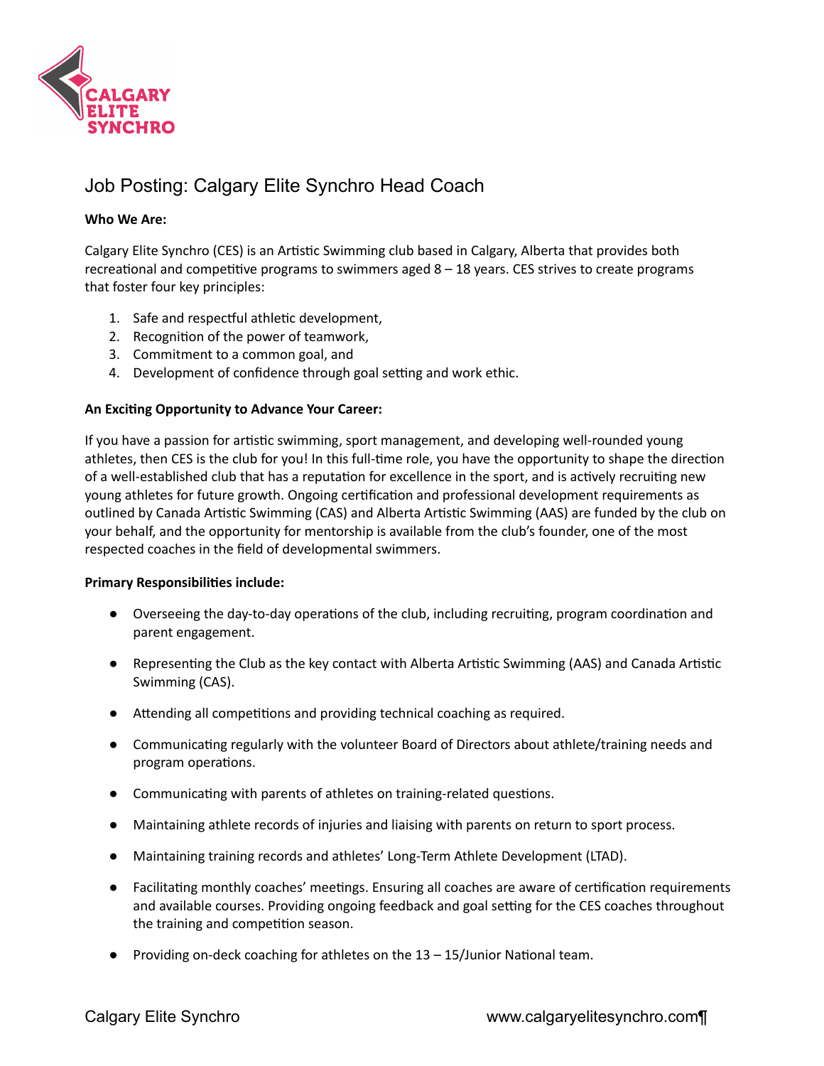# Job Posting: Calgary Elite Synchro Head Coach

**Who We Are:**

Calgary Elite Synchro (CES) is an Artistic Swimming club based in Calgary, Alberta that provides both recreational and competitive programs to swimmers aged 8 – 18 years. CES strives to create programs that foster four key principles:

1. Safe and respectful athletic development,
2. Recognition of the power of teamwork,
3. Commitment to a common goal, and
4. Development of confidence through goal setting and work ethic.

**An Exciting Opportunity to Advance Your Career:**

If you have a passion for artistic swimming, sport management, and developing well-rounded young athletes, then CES is the club for you! In this full-time role, you have the opportunity to shape the direction of a well-established club that has a reputation for excellence in the sport, and is actively recruiting new young athletes for future growth. Ongoing certification and professional development requirements as outlined by Canada Artistic Swimming (CAS) and Alberta Artistic Swimming (AAS) are funded by the club on your behalf, and the opportunity for mentorship is available from the club's founder, one of the most respected coaches in the field of developmental swimmers.

**Primary Responsibilities include:**

- Overseeing the day-to-day operations of the club, including recruiting, program coordination and parent engagement.
- Representing the Club as the key contact with Alberta Artistic Swimming (AAS) and Canada Artistic Swimming (CAS).
- Attending all competitions and providing technical coaching as required.
- Communicating regularly with the volunteer Board of Directors about athlete/training needs and program operations.
- Communicating with parents of athletes on training-related questions.
- Maintaining athlete records of injuries and liaising with parents on return to sport process.
- Maintaining training records and athletes' Long-Term Athlete Development (LTAD).
- Facilitating monthly coaches' meetings. Ensuring all coaches are aware of certification requirements and available courses. Providing ongoing feedback and goal setting for the CES coaches throughout the training and competition season.
- Providing on-deck coaching for athletes on the 13 – 15/Junior National team.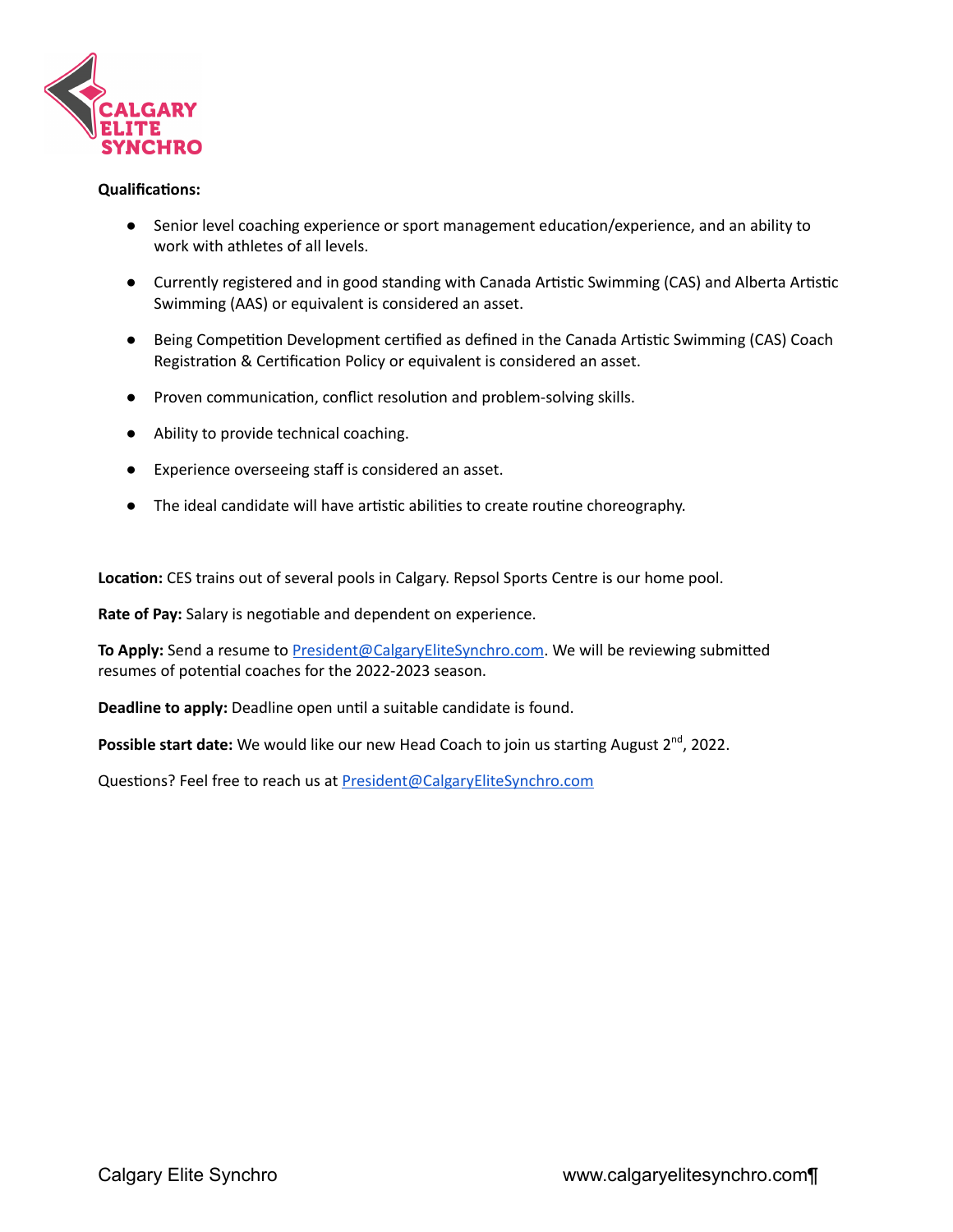**Qualifications:**

- Senior level coaching experience or sport management education/experience, and an ability to work with athletes of all levels.
- Currently registered and in good standing with Canada Artistic Swimming (CAS) and Alberta Artistic Swimming (AAS) or equivalent is considered an asset.
- Being Competition Development certified as defined in the Canada Artistic Swimming (CAS) Coach Registration & Certification Policy or equivalent is considered an asset.
- Proven communication, conflict resolution and problem-solving skills.
- Ability to provide technical coaching.
- Experience overseeing staff is considered an asset.
- The ideal candidate will have artistic abilities to create routine choreography.

**Location:** CES trains out of several pools in Calgary. Repsol Sports Centre is our home pool.

**Rate of Pay:** Salary is negotiable and dependent on experience.

**To Apply:** Send a resume to President@CalgaryEliteSynchro.com. We will be reviewing submitted resumes of potential coaches for the 2022-2023 season.

**Deadline to apply:** Deadline open until a suitable candidate is found.

**Possible start date:** We would like our new Head Coach to join us starting August 2nd, 2022.

Questions? Feel free to reach us at President@CalgaryEliteSynchro.com